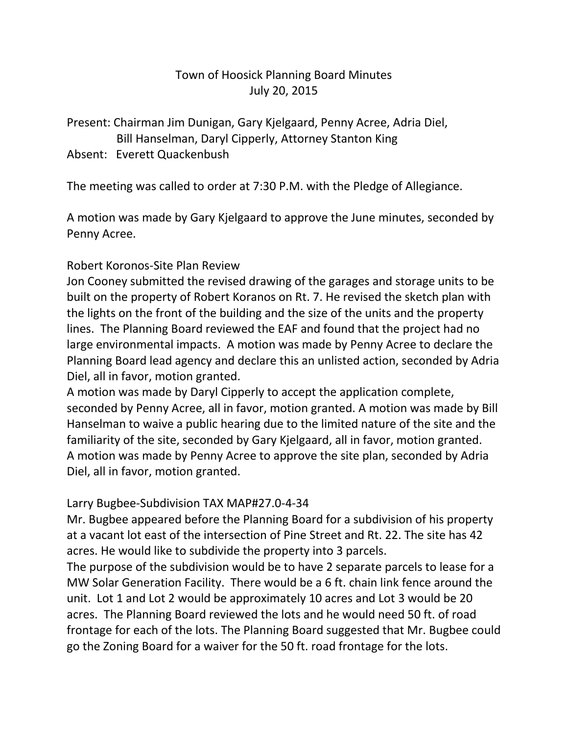# Town of Hoosick Planning Board Minutes
## July 20, 2015

Present: Chairman Jim Dunigan, Gary Kjelgaard, Penny Acree, Adria Diel, Bill Hanselman, Daryl Cipperly, Attorney Stanton King
Absent: Everett Quackenbush

The meeting was called to order at 7:30 P.M. with the Pledge of Allegiance.

A motion was made by Gary Kjelgaard to approve the June minutes, seconded by Penny Acree.

Robert Koronos-Site Plan Review

Jon Cooney submitted the revised drawing of the garages and storage units to be built on the property of Robert Koranos on Rt. 7. He revised the sketch plan with the lights on the front of the building and the size of the units and the property lines. The Planning Board reviewed the EAF and found that the project had no large environmental impacts. A motion was made by Penny Acree to declare the Planning Board lead agency and declare this an unlisted action, seconded by Adria Diel, all in favor, motion granted.

A motion was made by Daryl Cipperly to accept the application complete, seconded by Penny Acree, all in favor, motion granted. A motion was made by Bill Hanselman to waive a public hearing due to the limited nature of the site and the familiarity of the site, seconded by Gary Kjelgaard, all in favor, motion granted. A motion was made by Penny Acree to approve the site plan, seconded by Adria Diel, all in favor, motion granted.

Larry Bugbee-Subdivision TAX MAP#27.0-4-34

Mr. Bugbee appeared before the Planning Board for a subdivision of his property at a vacant lot east of the intersection of Pine Street and Rt. 22. The site has 42 acres. He would like to subdivide the property into 3 parcels.

The purpose of the subdivision would be to have 2 separate parcels to lease for a MW Solar Generation Facility. There would be a 6 ft. chain link fence around the unit. Lot 1 and Lot 2 would be approximately 10 acres and Lot 3 would be 20 acres. The Planning Board reviewed the lots and he would need 50 ft. of road frontage for each of the lots. The Planning Board suggested that Mr. Bugbee could go the Zoning Board for a waiver for the 50 ft. road frontage for the lots.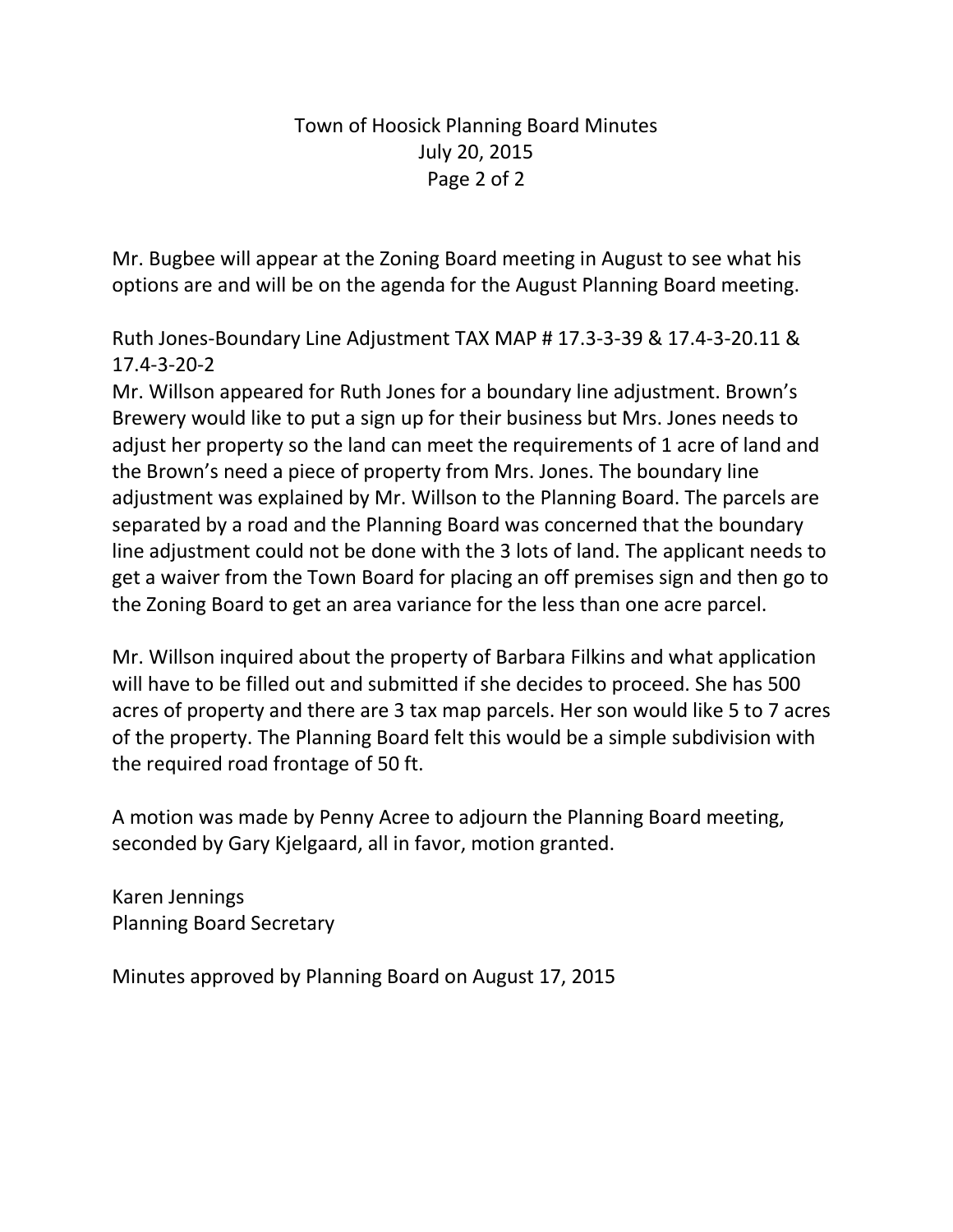Mr. Bugbee will appear at the Zoning Board meeting in August to see what his options are and will be on the agenda for the August Planning Board meeting.

Ruth Jones-Boundary Line Adjustment TAX MAP # 17.3-3-39 & 17.4-3-20.11 & 17.4-3-20-2

Mr. Willson appeared for Ruth Jones for a boundary line adjustment. Brown's Brewery would like to put a sign up for their business but Mrs. Jones needs to adjust her property so the land can meet the requirements of 1 acre of land and the Brown's need a piece of property from Mrs. Jones. The boundary line adjustment was explained by Mr. Willson to the Planning Board. The parcels are separated by a road and the Planning Board was concerned that the boundary line adjustment could not be done with the 3 lots of land. The applicant needs to get a waiver from the Town Board for placing an off premises sign and then go to the Zoning Board to get an area variance for the less than one acre parcel.

Mr. Willson inquired about the property of Barbara Filkins and what application will have to be filled out and submitted if she decides to proceed. She has 500 acres of property and there are 3 tax map parcels. Her son would like 5 to 7 acres of the property. The Planning Board felt this would be a simple subdivision with the required road frontage of 50 ft.

A motion was made by Penny Acree to adjourn the Planning Board meeting, seconded by Gary Kjelgaard, all in favor, motion granted.

Karen Jennings
Planning Board Secretary

Minutes approved by Planning Board on August 17, 2015